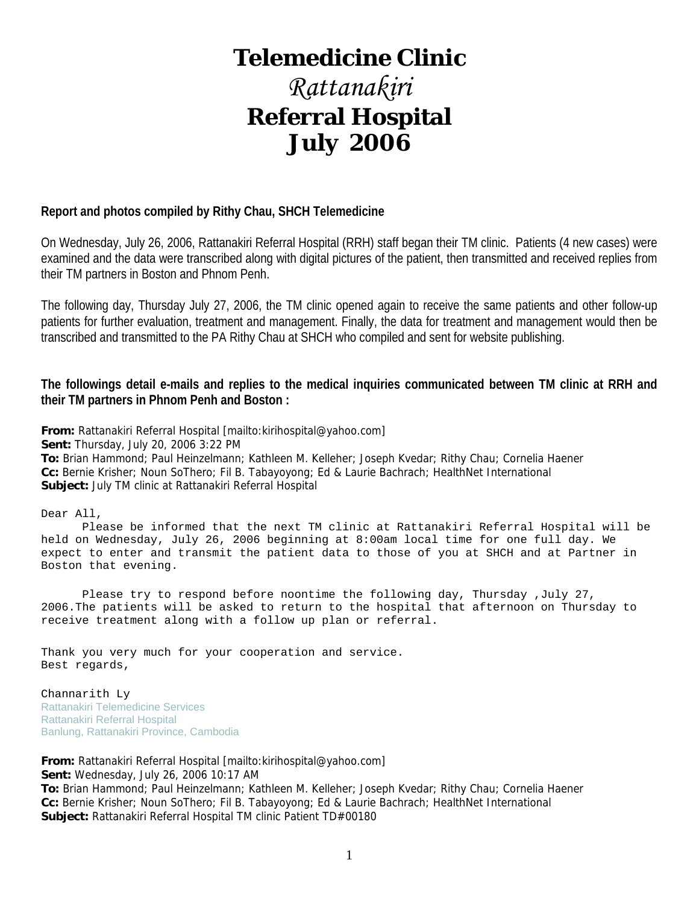# Telemedicine Clinic

# *Rattanakiri*

# Referral Hospital

# July 2006

**Report and photos compiled by Rithy Chau, SHCH Telemedicine**

On Wednesday, July 26, 2006, Rattanakiri Referral Hospital (RRH) staff began their TM clinic. Patients (4 new cases) were examined and the data were transcribed along with digital pictures of the patient, then transmitted and received replies from their TM partners in Boston and Phnom Penh.

The following day, Thursday July 27, 2006, the TM clinic opened again to receive the same patients and other follow-up patients for further evaluation, treatment and management. Finally, the data for treatment and management would then be transcribed and transmitted to the PA Rithy Chau at SHCH who compiled and sent for website publishing.

**The followings detail e-mails and replies to the medical inquiries communicated between TM clinic at RRH and their TM partners in Phnom Penh and Boston :**

**From:** Rattanakiri Referral Hospital [mailto:kirihospital@yahoo.com]
**Sent:** Thursday, July 20, 2006 3:22 PM
**To:** Brian Hammond; Paul Heinzelmann; Kathleen M. Kelleher; Joseph Kvedar; Rithy Chau; Cornelia Haener
**Cc:** Bernie Krisher; Noun SoThero; Fil B. Tabayoyong; Ed & Laurie Bachrach; HealthNet International
**Subject:** July TM clinic at Rattanakiri Referral Hospital

Dear All,

Please be informed that the next TM clinic at Rattanakiri Referral Hospital will be held on Wednesday, July 26, 2006 beginning at 8:00am local time for one full day. We expect to enter and transmit the patient data to those of you at SHCH and at Partner in Boston that evening.

Please try to respond before noontime the following day, Thursday ,July 27, 2006.The patients will be asked to return to the hospital that afternoon on Thursday to receive treatment along with a follow up plan or referral.

Thank you very much for your cooperation and service.
Best regards,

Channarith Ly
Rattanakiri Telemedicine Services
Rattanakiri Referral Hospital
Banlung, Rattanakiri Province, Cambodia

**From:** Rattanakiri Referral Hospital [mailto:kirihospital@yahoo.com]
**Sent:** Wednesday, July 26, 2006 10:17 AM
**To:** Brian Hammond; Paul Heinzelmann; Kathleen M. Kelleher; Joseph Kvedar; Rithy Chau; Cornelia Haener
**Cc:** Bernie Krisher; Noun SoThero; Fil B. Tabayoyong; Ed & Laurie Bachrach; HealthNet International
**Subject:** Rattanakiri Referral Hospital TM clinic Patient TD#00180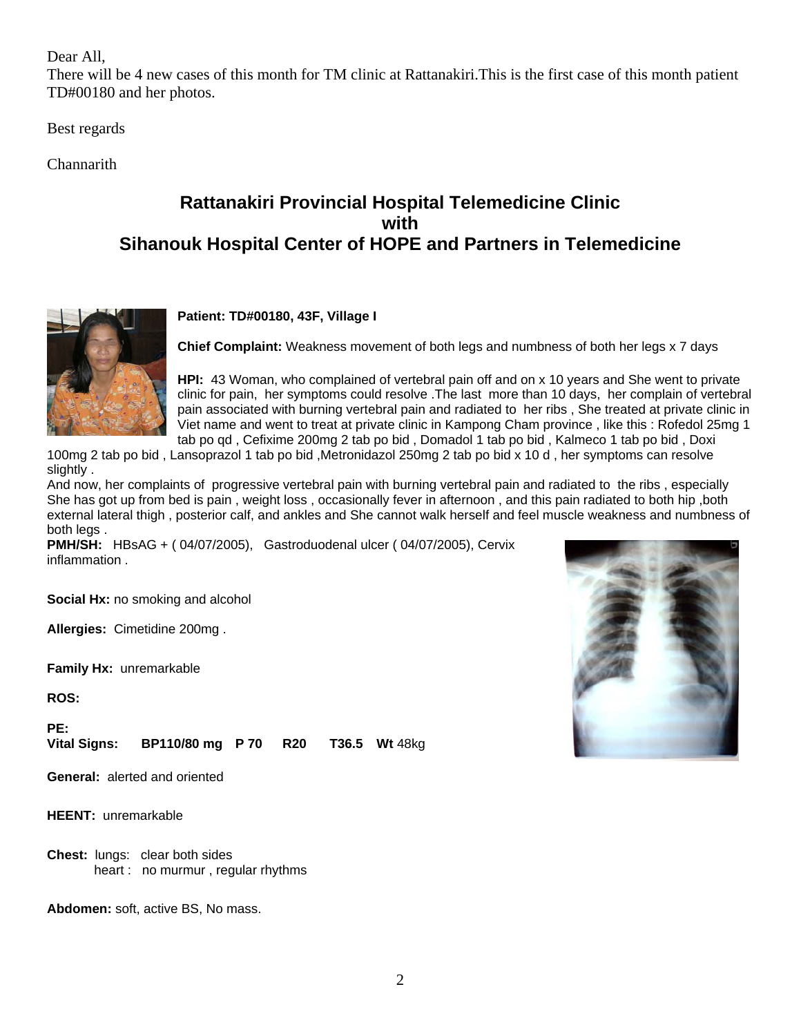Dear All,

There will be 4 new cases of this month for TM clinic at Rattanakiri.This is the first case of this month patient TD#00180 and her photos.

Best regards

Channarith

## Rattanakiri Provincial Hospital Telemedicine Clinic with Sihanouk Hospital Center of HOPE and Partners in Telemedicine

**Patient: TD#00180, 43F, Village I**

**Chief Complaint:** Weakness movement of both legs and numbness of both her legs x 7 days

**HPI:** 43 Woman, who complained of vertebral pain off and on x 10 years and She went to private clinic for pain, her symptoms could resolve .The last more than 10 days, her complain of vertebral pain associated with burning vertebral pain and radiated to her ribs , She treated at private clinic in Viet name and went to treat at private clinic in Kampong Cham province , like this : Rofedol 25mg 1 tab po qd , Cefixime 200mg 2 tab po bid , Domadol 1 tab po bid , Kalmeco 1 tab po bid , Doxi 100mg 2 tab po bid , Lansoprazol 1 tab po bid ,Metronidazol 250mg 2 tab po bid x 10 d , her symptoms can resolve slightly .

And now, her complaints of progressive vertebral pain with burning vertebral pain and radiated to the ribs , especially She has got up from bed is pain , weight loss , occasionally fever in afternoon , and this pain radiated to both hip ,both external lateral thigh , posterior calf, and ankles and She cannot walk herself and feel muscle weakness and numbness of both legs .

**PMH/SH:** HBsAG + ( 04/07/2005), Gastroduodenal ulcer ( 04/07/2005), Cervix inflammation .

**Social Hx:** no smoking and alcohol

**Allergies:** Cimetidine 200mg .

**Family Hx:** unremarkable

**ROS:**

**PE:**

**Vital Signs:** **BP110/80 mg** **P 70** **R20** **T36.5** **Wt** 48kg

**General:** alerted and oriented

**HEENT:** unremarkable

**Chest:** lungs: clear both sides
heart : no murmur , regular rhythms

**Abdomen:** soft, active BS, No mass.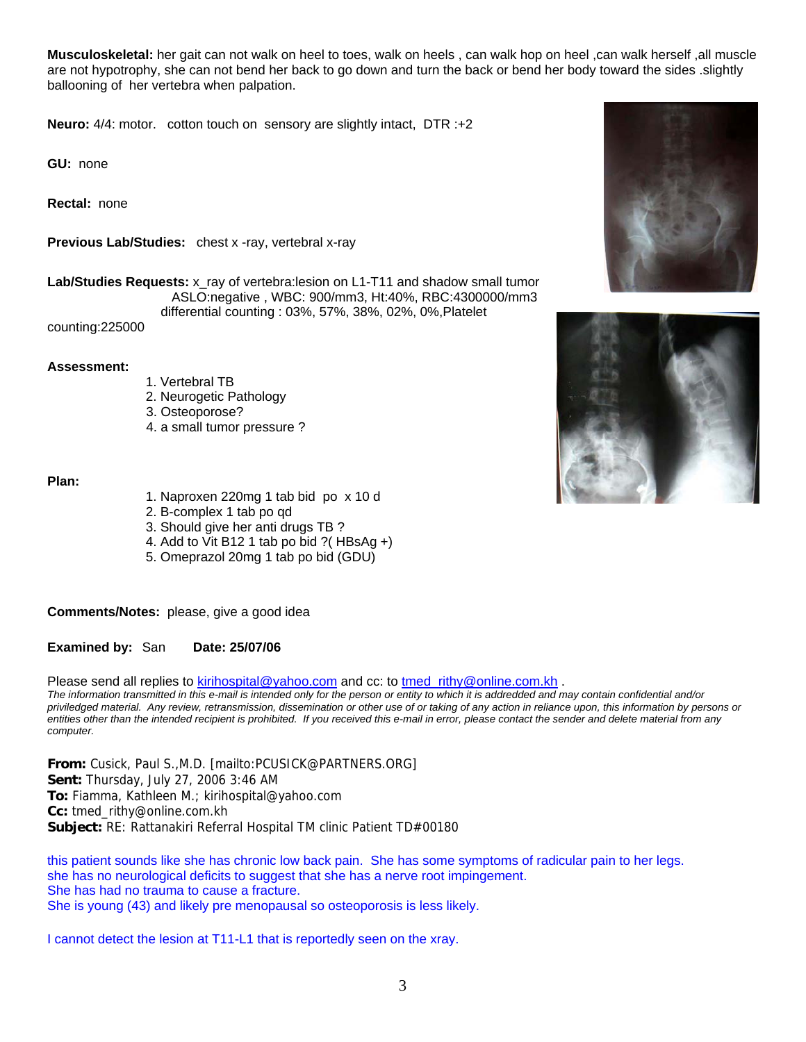**Musculoskeletal:** her gait can not walk on heel to toes, walk on heels , can walk hop on heel ,can walk herself ,all muscle are not hypotrophy, she can not bend her back to go down and turn the back or bend her body toward the sides .slightly ballooning of her vertebra when palpation.

**Neuro:** 4/4: motor. cotton touch on sensory are slightly intact, DTR :+2

**GU:** none

**Rectal:** none

**Previous Lab/Studies:** chest x -ray, vertebral x-ray

**Lab/Studies Requests:** x_ray of vertebra:lesion on L1-T11 and shadow small tumor
ASLO:negative , WBC: 900/mm3, Ht:40%, RBC:4300000/mm3
differential counting : 03%, 57%, 38%, 02%, 0%,Platelet counting:225000

**Assessment:**

1. Vertebral TB
2. Neurogetic Pathology
3. Osteoporose?
4. a small tumor pressure ?

**Plan:**

1. Naproxen 220mg 1 tab bid po x 10 d
2. B-complex 1 tab po qd
3. Should give her anti drugs TB ?
4. Add to Vit B12 1 tab po bid ?( HBsAg +)
5. Omeprazol 20mg 1 tab po bid (GDU)

**Comments/Notes:** please, give a good idea

**Examined by:** San **Date: 25/07/06**

Please send all replies to kirihospital@yahoo.com and cc: to tmed_rithy@online.com.kh .

*The information transmitted in this e-mail is intended only for the person or entity to which it is addredded and may contain confidential and/or priviledged material. Any review, retransmission, dissemination or other use of or taking of any action in reliance upon, this information by persons or entities other than the intended recipient is prohibited. If you received this e-mail in error, please contact the sender and delete material from any computer.*

**From:** Cusick, Paul S.,M.D. [mailto:PCUSICK@PARTNERS.ORG]
**Sent:** Thursday, July 27, 2006 3:46 AM
**To:** Fiamma, Kathleen M.; kirihospital@yahoo.com
**Cc:** tmed_rithy@online.com.kh
**Subject:** RE: Rattanakiri Referral Hospital TM clinic Patient TD#00180

this patient sounds like she has chronic low back pain. She has some symptoms of radicular pain to her legs.
she has no neurological deficits to suggest that she has a nerve root impingement.
She has had no trauma to cause a fracture.
She is young (43) and likely pre menopausal so osteoporosis is less likely.

I cannot detect the lesion at T11-L1 that is reportedly seen on the xray.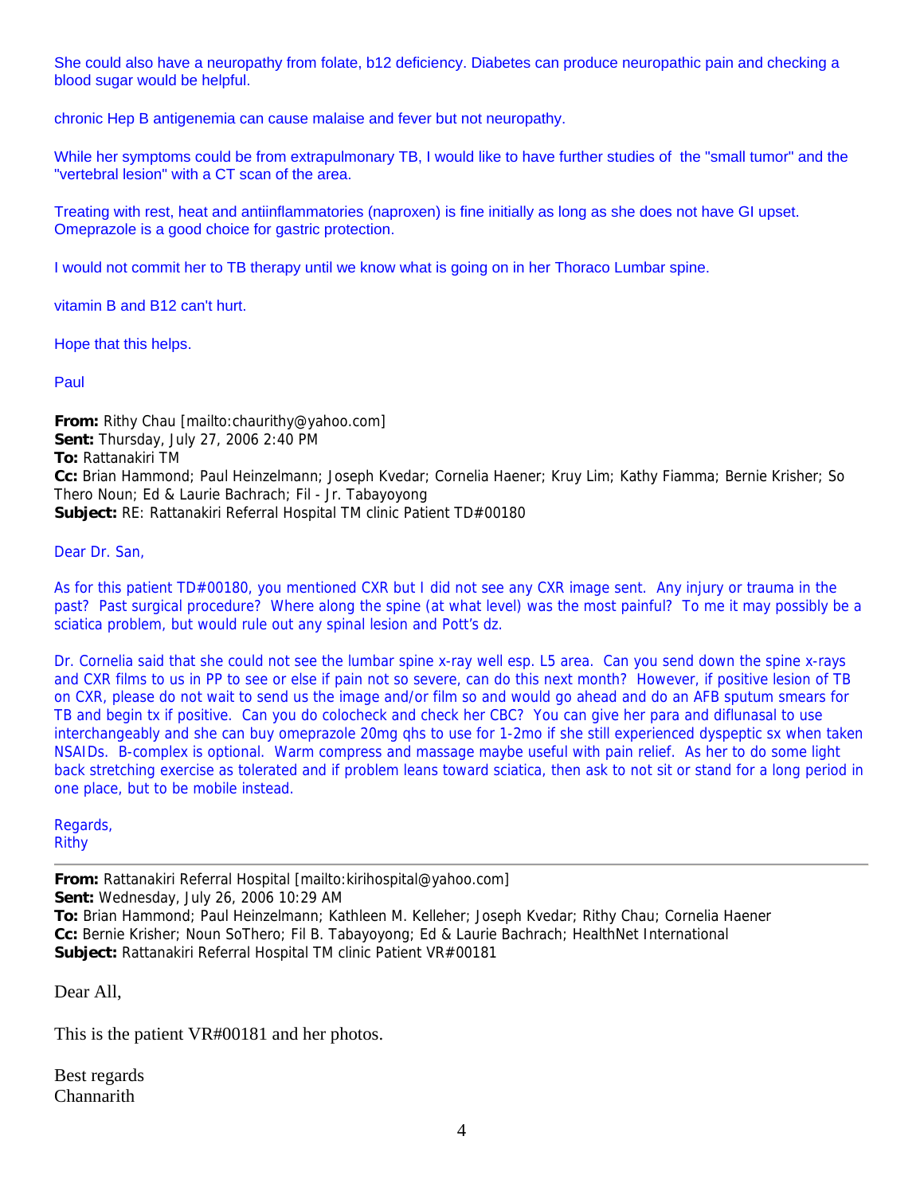She could also have a neuropathy from folate, b12 deficiency. Diabetes can produce neuropathic pain and checking a blood sugar would be helpful.

chronic Hep B antigenemia can cause malaise and fever but not neuropathy.

While her symptoms could be from extrapulmonary TB, I would like to have further studies of the "small tumor" and the "vertebral lesion" with a CT scan of the area.

Treating with rest, heat and antiinflammatories (naproxen) is fine initially as long as she does not have GI upset. Omeprazole is a good choice for gastric protection.

I would not commit her to TB therapy until we know what is going on in her Thoraco Lumbar spine.

vitamin B and B12 can't hurt.

Hope that this helps.

Paul

**From:** Rithy Chau [mailto:chaurithy@yahoo.com]
**Sent:** Thursday, July 27, 2006 2:40 PM
**To:** Rattanakiri TM
**Cc:** Brian Hammond; Paul Heinzelmann; Joseph Kvedar; Cornelia Haener; Kruy Lim; Kathy Fiamma; Bernie Krisher; So Thero Noun; Ed & Laurie Bachrach; Fil - Jr. Tabayoyong
**Subject:** RE: Rattanakiri Referral Hospital TM clinic Patient TD#00180

Dear Dr. San,

As for this patient TD#00180, you mentioned CXR but I did not see any CXR image sent. Any injury or trauma in the past? Past surgical procedure? Where along the spine (at what level) was the most painful? To me it may possibly be a sciatica problem, but would rule out any spinal lesion and Pott's dz.

Dr. Cornelia said that she could not see the lumbar spine x-ray well esp. L5 area. Can you send down the spine x-rays and CXR films to us in PP to see or else if pain not so severe, can do this next month? However, if positive lesion of TB on CXR, please do not wait to send us the image and/or film so and would go ahead and do an AFB sputum smears for TB and begin tx if positive. Can you do colocheck and check her CBC? You can give her para and diflunasal to use interchangeably and she can buy omeprazole 20mg qhs to use for 1-2mo if she still experienced dyspeptic sx when taken NSAIDs. B-complex is optional. Warm compress and massage maybe useful with pain relief. As her to do some light back stretching exercise as tolerated and if problem leans toward sciatica, then ask to not sit or stand for a long period in one place, but to be mobile instead.

Regards,
Rithy

---

**From:** Rattanakiri Referral Hospital [mailto:kirihospital@yahoo.com]
**Sent:** Wednesday, July 26, 2006 10:29 AM
**To:** Brian Hammond; Paul Heinzelmann; Kathleen M. Kelleher; Joseph Kvedar; Rithy Chau; Cornelia Haener
**Cc:** Bernie Krisher; Noun SoThero; Fil B. Tabayoyong; Ed & Laurie Bachrach; HealthNet International
**Subject:** Rattanakiri Referral Hospital TM clinic Patient VR#00181

Dear All,

This is the patient VR#00181 and her photos.

Best regards
Channarith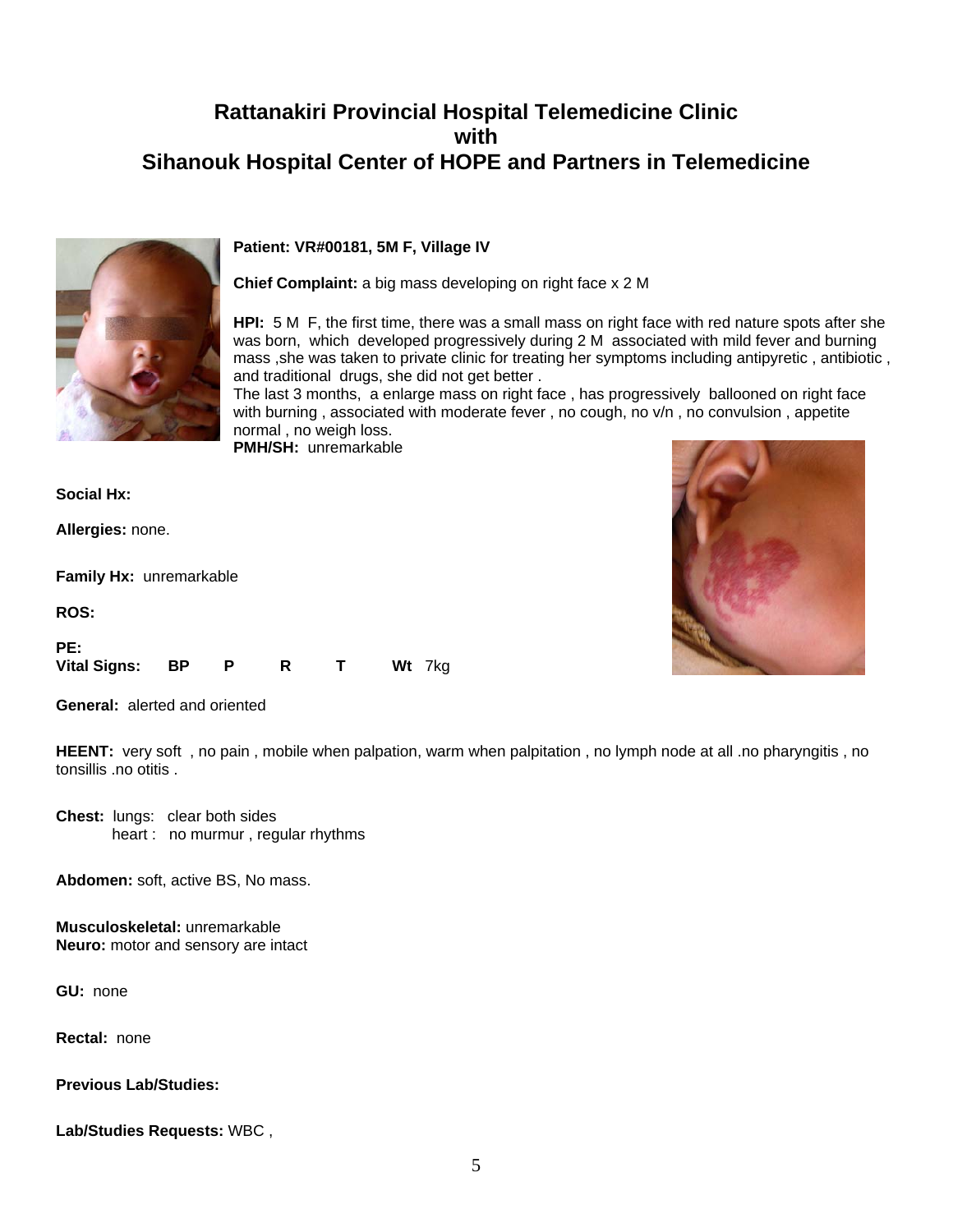# Rattanakiri Provincial Hospital Telemedicine Clinic with Sihanouk Hospital Center of HOPE and Partners in Telemedicine

**Patient:** VR#00181, 5M F, Village IV

**Chief Complaint:** a big mass developing on right face x 2 M

**HPI:** 5 M F, the first time, there was a small mass on right face with red nature spots after she was born, which developed progressively during 2 M associated with mild fever and burning mass ,she was taken to private clinic for treating her symptoms including antipyretic , antibiotic , and traditional drugs, she did not get better .
The last 3 months, a enlarge mass on right face , has progressively ballooned on right face with burning , associated with moderate fever , no cough, no v/n , no convulsion , appetite normal , no weigh loss.

**PMH/SH:** unremarkable

**Social Hx:**

**Allergies:** none.

**Family Hx:** unremarkable

**ROS:**

**PE:**
**Vital Signs:** **BP** **P** **R** **T** **Wt** 7kg

**General:** alerted and oriented

**HEENT:** very soft , no pain , mobile when palpation, warm when palpitation , no lymph node at all .no pharyngitis , no tonsillis .no otitis .

**Chest:** lungs: clear both sides
heart : no murmur , regular rhythms

**Abdomen:** soft, active BS, No mass.

**Musculoskeletal:** unremarkable
**Neuro:** motor and sensory are intact

**GU:** none

**Rectal:** none

**Previous Lab/Studies:**

**Lab/Studies Requests:** WBC ,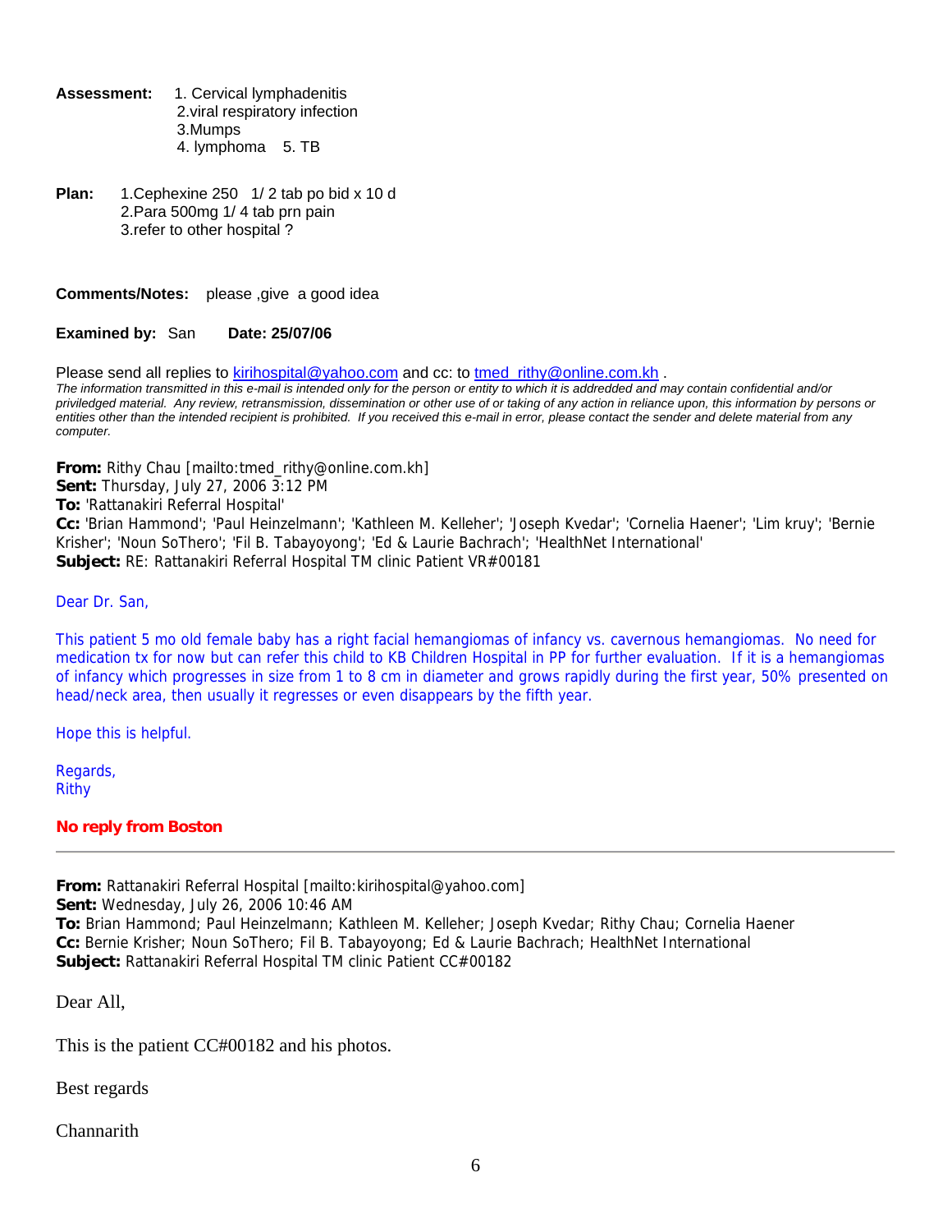**Assessment:** 1. Cervical lymphadenitis
2.viral respiratory infection
3.Mumps
4. lymphoma 5. TB

**Plan:** 1.Cephexine 250 1/ 2 tab po bid x 10 d
2.Para 500mg 1/ 4 tab prn pain
3.refer to other hospital ?

**Comments/Notes:** please ,give a good idea

**Examined by:** San **Date: 25/07/06**

Please send all replies to kirihospital@yahoo.com and cc: to tmed_rithy@online.com.kh .

*The information transmitted in this e-mail is intended only for the person or entity to which it is addredded and may contain confidential and/or priviledged material. Any review, retransmission, dissemination or other use of or taking of any action in reliance upon, this information by persons or entities other than the intended recipient is prohibited. If you received this e-mail in error, please contact the sender and delete material from any computer.*

**From:** Rithy Chau [mailto:tmed_rithy@online.com.kh]
**Sent:** Thursday, July 27, 2006 3:12 PM
**To:** 'Rattanakiri Referral Hospital'
**Cc:** 'Brian Hammond'; 'Paul Heinzelmann'; 'Kathleen M. Kelleher'; 'Joseph Kvedar'; 'Cornelia Haener'; 'Lim kruy'; 'Bernie Krisher'; 'Noun SoThero'; 'Fil B. Tabayoyong'; 'Ed & Laurie Bachrach'; 'HealthNet International'
**Subject:** RE: Rattanakiri Referral Hospital TM clinic Patient VR#00181

Dear Dr. San,

This patient 5 mo old female baby has a right facial hemangiomas of infancy vs. cavernous hemangiomas. No need for medication tx for now but can refer this child to KB Children Hospital in PP for further evaluation. If it is a hemangiomas of infancy which progresses in size from 1 to 8 cm in diameter and grows rapidly during the first year, 50% presented on head/neck area, then usually it regresses or even disappears by the fifth year.

Hope this is helpful.

Regards,
Rithy

**No reply from Boston**

---

**From:** Rattanakiri Referral Hospital [mailto:kirihospital@yahoo.com]
**Sent:** Wednesday, July 26, 2006 10:46 AM
**To:** Brian Hammond; Paul Heinzelmann; Kathleen M. Kelleher; Joseph Kvedar; Rithy Chau; Cornelia Haener
**Cc:** Bernie Krisher; Noun SoThero; Fil B. Tabayoyong; Ed & Laurie Bachrach; HealthNet International
**Subject:** Rattanakiri Referral Hospital TM clinic Patient CC#00182

Dear All,

This is the patient CC#00182 and his photos.

Best regards

Channarith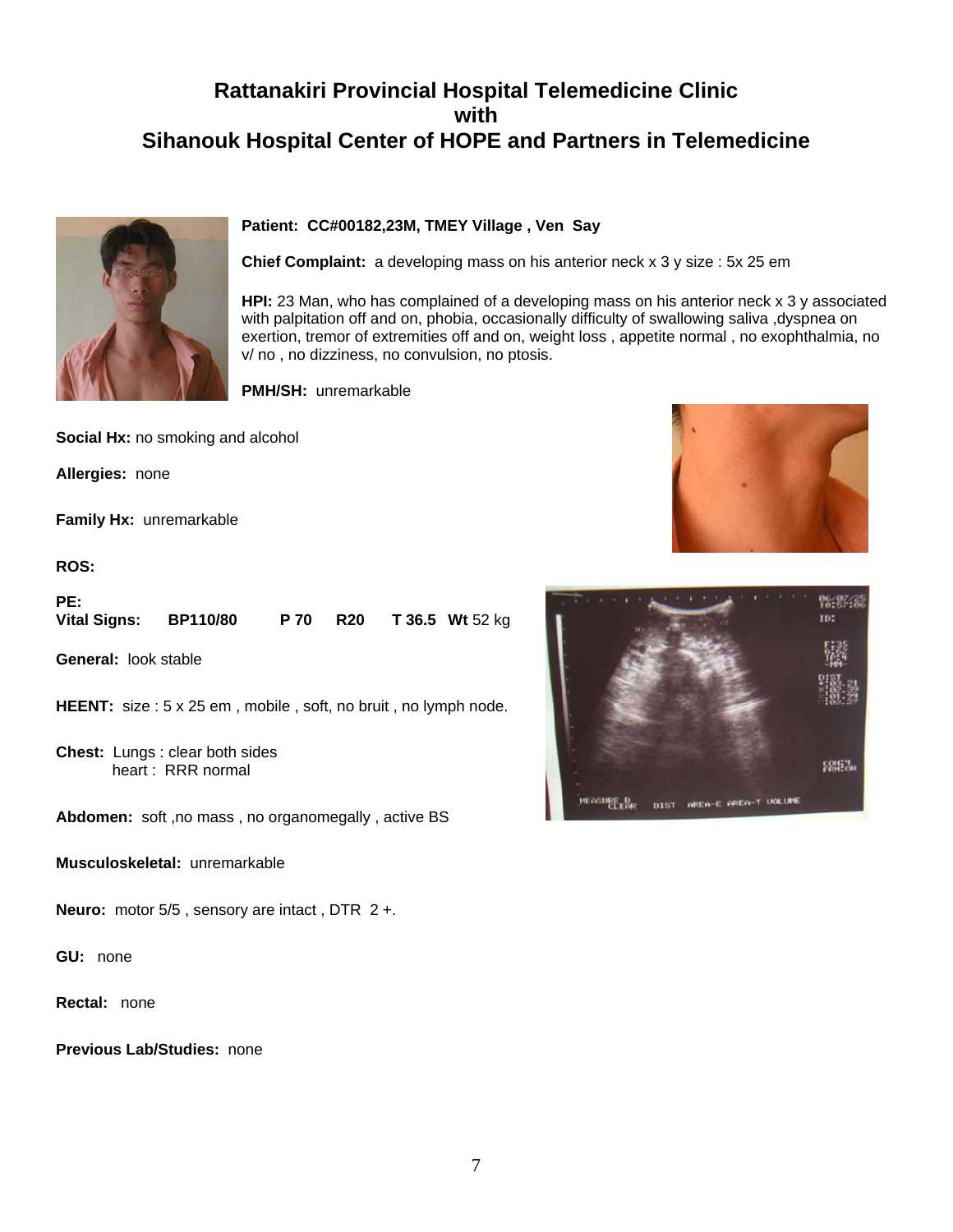# Rattanakiri Provincial Hospital Telemedicine Clinic
# with
# Sihanouk Hospital Center of HOPE and Partners in Telemedicine

**Patient: CC#00182,23M, TMEY Village , Ven Say**

**Chief Complaint:** a developing mass on his anterior neck x 3 y size : 5x 25 em

**HPI:** 23 Man, who has complained of a developing mass on his anterior neck x 3 y associated with palpitation off and on, phobia, occasionally difficulty of swallowing saliva ,dyspnea on exertion, tremor of extremities off and on, weight loss , appetite normal , no exophthalmia, no v/ no , no dizziness, no convulsion, no ptosis.

**PMH/SH:** unremarkable

**Social Hx:** no smoking and alcohol

**Allergies:** none

**Family Hx:** unremarkable

**ROS:**

**PE:**
**Vital Signs:** **BP110/80** **P 70** **R20** **T 36.5** **Wt** 52 kg

**General:** look stable

**HEENT:** size : 5 x 25 em , mobile , soft, no bruit , no lymph node.

**Chest:** Lungs : clear both sides
heart : RRR normal

**Abdomen:** soft ,no mass , no organomegally , active BS

**Musculoskeletal:** unremarkable

**Neuro:** motor 5/5 , sensory are intact , DTR 2 +.

**GU:** none

**Rectal:** none

**Previous Lab/Studies:** none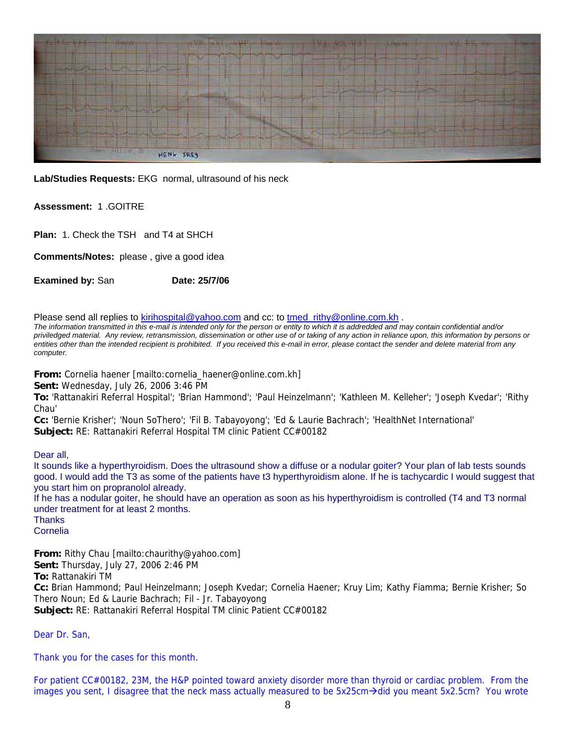**Lab/Studies Requests:** EKG normal, ultrasound of his neck

**Assessment:** 1 .GOITRE

**Plan:** 1. Check the TSH and T4 at SHCH

**Comments/Notes:** please , give a good idea

**Examined by:** San **Date: 25/7/06**

Please send all replies to kirihospital@yahoo.com and cc: to tmed_rithy@online.com.kh .

*The information transmitted in this e-mail is intended only for the person or entity to which it is addredded and may contain confidential and/or priviledged material. Any review, retransmission, dissemination or other use of or taking of any action in reliance upon, this information by persons or entities other than the intended recipient is prohibited. If you received this e-mail in error, please contact the sender and delete material from any computer.*

**From:** Cornelia haener [mailto:cornelia_haener@online.com.kh]
**Sent:** Wednesday, July 26, 2006 3:46 PM
**To:** 'Rattanakiri Referral Hospital'; 'Brian Hammond'; 'Paul Heinzelmann'; 'Kathleen M. Kelleher'; 'Joseph Kvedar'; 'Rithy Chau'
**Cc:** 'Bernie Krisher'; 'Noun SoThero'; 'Fil B. Tabayoyong'; 'Ed & Laurie Bachrach'; 'HealthNet International'
**Subject:** RE: Rattanakiri Referral Hospital TM clinic Patient CC#00182

Dear all,
It sounds like a hyperthyroidism. Does the ultrasound show a diffuse or a nodular goiter? Your plan of lab tests sounds good. I would add the T3 as some of the patients have t3 hyperthyroidism alone. If he is tachycardic I would suggest that you start him on propranolol already.
If he has a nodular goiter, he should have an operation as soon as his hyperthyroidism is controlled (T4 and T3 normal under treatment for at least 2 months.
Thanks
Cornelia

**From:** Rithy Chau [mailto:chaurithy@yahoo.com]
**Sent:** Thursday, July 27, 2006 2:46 PM
**To:** Rattanakiri TM
**Cc:** Brian Hammond; Paul Heinzelmann; Joseph Kvedar; Cornelia Haener; Kruy Lim; Kathy Fiamma; Bernie Krisher; So Thero Noun; Ed & Laurie Bachrach; Fil - Jr. Tabayoyong
**Subject:** RE: Rattanakiri Referral Hospital TM clinic Patient CC#00182

Dear Dr. San,

Thank you for the cases for this month.

For patient CC#00182, 23M, the H&P pointed toward anxiety disorder more than thyroid or cardiac problem. From the images you sent, I disagree that the neck mass actually measured to be 5x25cm→did you meant 5x2.5cm? You wrote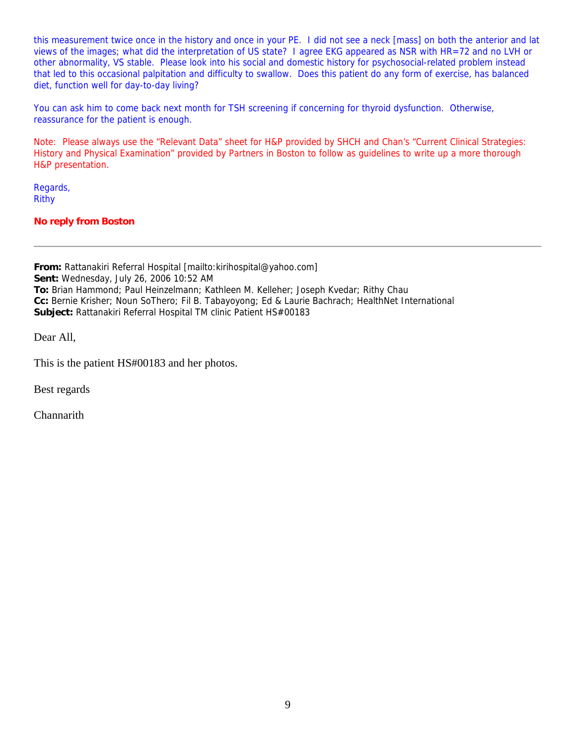this measurement twice once in the history and once in your PE. I did not see a neck [mass] on both the anterior and lat views of the images; what did the interpretation of US state? I agree EKG appeared as NSR with HR=72 and no LVH or other abnormality, VS stable. Please look into his social and domestic history for psychosocial-related problem instead that led to this occasional palpitation and difficulty to swallow. Does this patient do any form of exercise, has balanced diet, function well for day-to-day living?

You can ask him to come back next month for TSH screening if concerning for thyroid dysfunction. Otherwise, reassurance for the patient is enough.

Note: Please always use the "Relevant Data" sheet for H&P provided by SHCH and Chan's "Current Clinical Strategies: History and Physical Examination" provided by Partners in Boston to follow as guidelines to write up a more thorough H&P presentation.

Regards,
Rithy

**No reply from Boston**

---

**From:** Rattanakiri Referral Hospital [mailto:kirihospital@yahoo.com]
**Sent:** Wednesday, July 26, 2006 10:52 AM
**To:** Brian Hammond; Paul Heinzelmann; Kathleen M. Kelleher; Joseph Kvedar; Rithy Chau
**Cc:** Bernie Krisher; Noun SoThero; Fil B. Tabayoyong; Ed & Laurie Bachrach; HealthNet International
**Subject:** Rattanakiri Referral Hospital TM clinic Patient HS#00183

Dear All,

This is the patient HS#00183 and her photos.

Best regards

Channarith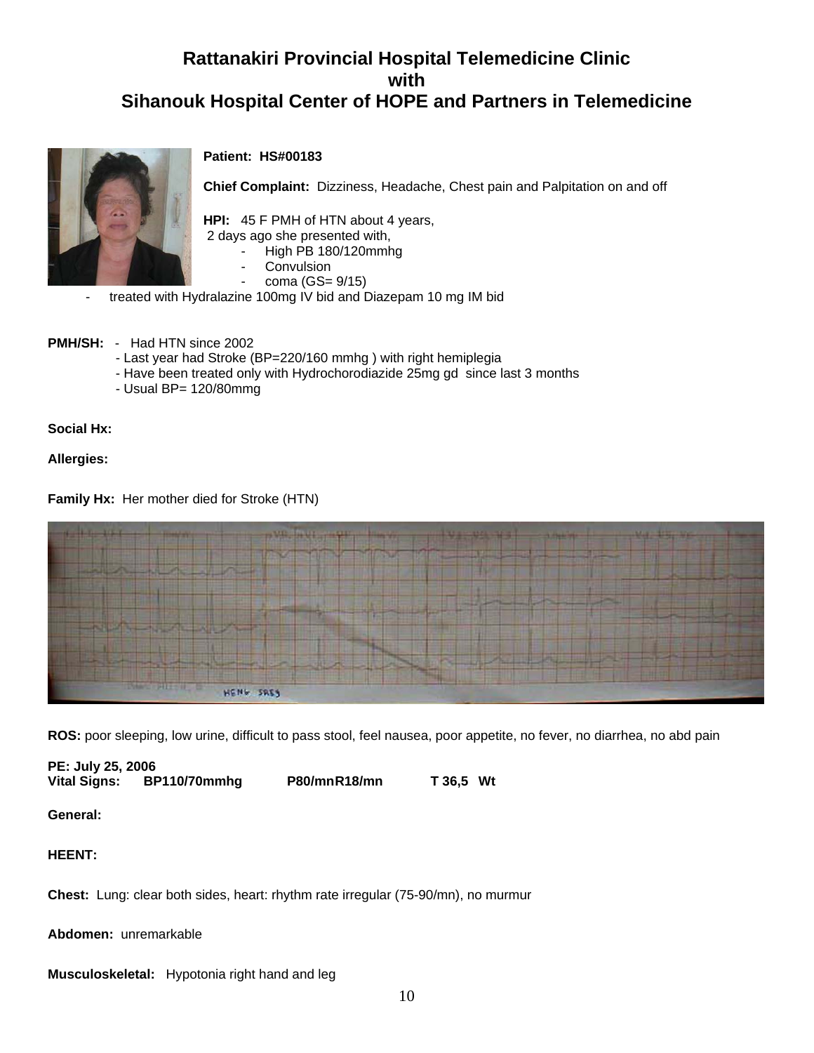# Rattanakiri Provincial Hospital Telemedicine Clinic with Sihanouk Hospital Center of HOPE and Partners in Telemedicine

**Patient: HS#00183**

**Chief Complaint:** Dizziness, Headache, Chest pain and Palpitation on and off

**HPI:** 45 F PMH of HTN about 4 years,
2 days ago she presented with,

- High PB 180/120mmhg
- Convulsion
- coma (GS= 9/15)
- treated with Hydralazine 100mg IV bid and Diazepam 10 mg IM bid

**PMH/SH:**
- Had HTN since 2002
- Last year had Stroke (BP=220/160 mmhg ) with right hemiplegia
- Have been treated only with Hydrochorodiazide 25mg gd since last 3 months
- Usual BP= 120/80mmg

**Social Hx:**

**Allergies:**

**Family Hx:** Her mother died for Stroke (HTN)

**ROS:** poor sleeping, low urine, difficult to pass stool, feel nausea, poor appetite, no fever, no diarrhea, no abd pain

**PE: July 25, 2006**
**Vital Signs:** BP110/70mmhg P80/mnR18/mn T 36,5 Wt

**General:**

**HEENT:**

**Chest:** Lung: clear both sides, heart: rhythm rate irregular (75-90/mn), no murmur

**Abdomen:** unremarkable

**Musculoskeletal:** Hypotonia right hand and leg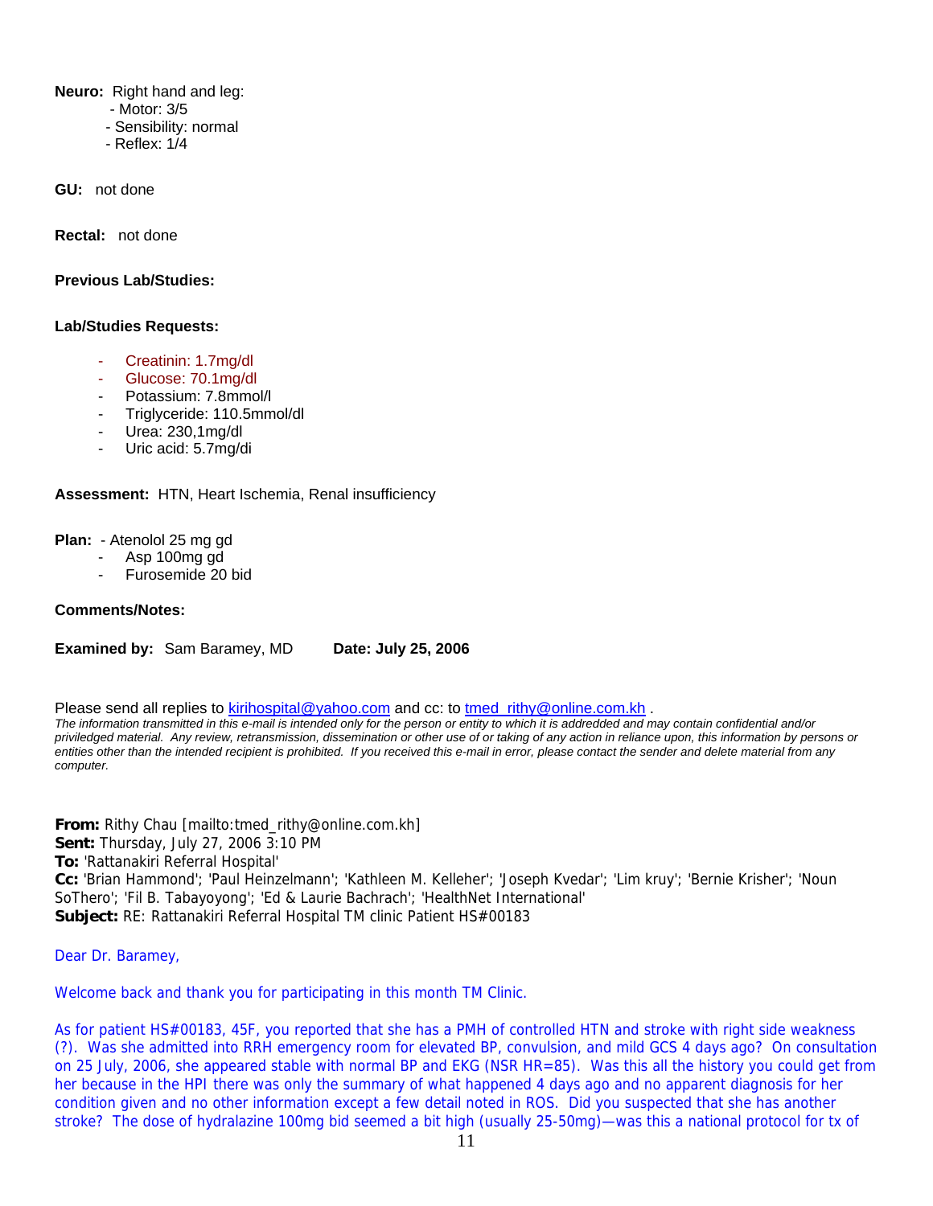**Neuro:** Right hand and leg:
- Motor: 3/5
- Sensibility: normal
- Reflex: 1/4

**GU:** not done

**Rectal:** not done

**Previous Lab/Studies:**

**Lab/Studies Requests:**

- Creatinin: 1.7mg/dl
- Glucose: 70.1mg/dl
- Potassium: 7.8mmol/l
- Triglyceride: 110.5mmol/dl
- Urea: 230,1mg/dl
- Uric acid: 5.7mg/di

**Assessment:** HTN, Heart Ischemia, Renal insufficiency

**Plan:**
- Atenolol 25 mg gd
- Asp 100mg gd
- Furosemide 20 bid

**Comments/Notes:**

**Examined by:** Sam Baramey, MD **Date: July 25, 2006**

Please send all replies to kirihospital@yahoo.com and cc: to tmed_rithy@online.com.kh .

*The information transmitted in this e-mail is intended only for the person or entity to which it is addredded and may contain confidential and/or priviledged material. Any review, retransmission, dissemination or other use of or taking of any action in reliance upon, this information by persons or entities other than the intended recipient is prohibited. If you received this e-mail in error, please contact the sender and delete material from any computer.*

**From:** Rithy Chau [mailto:tmed_rithy@online.com.kh]
**Sent:** Thursday, July 27, 2006 3:10 PM
**To:** 'Rattanakiri Referral Hospital'
**Cc:** 'Brian Hammond'; 'Paul Heinzelmann'; 'Kathleen M. Kelleher'; 'Joseph Kvedar'; 'Lim kruy'; 'Bernie Krisher'; 'Noun SoThero'; 'Fil B. Tabayoyong'; 'Ed & Laurie Bachrach'; 'HealthNet International'
**Subject:** RE: Rattanakiri Referral Hospital TM clinic Patient HS#00183

Dear Dr. Baramey,

Welcome back and thank you for participating in this month TM Clinic.

As for patient HS#00183, 45F, you reported that she has a PMH of controlled HTN and stroke with right side weakness (?). Was she admitted into RRH emergency room for elevated BP, convulsion, and mild GCS 4 days ago? On consultation on 25 July, 2006, she appeared stable with normal BP and EKG (NSR HR=85). Was this all the history you could get from her because in the HPI there was only the summary of what happened 4 days ago and no apparent diagnosis for her condition given and no other information except a few detail noted in ROS. Did you suspected that she has another stroke? The dose of hydralazine 100mg bid seemed a bit high (usually 25-50mg)—was this a national protocol for tx of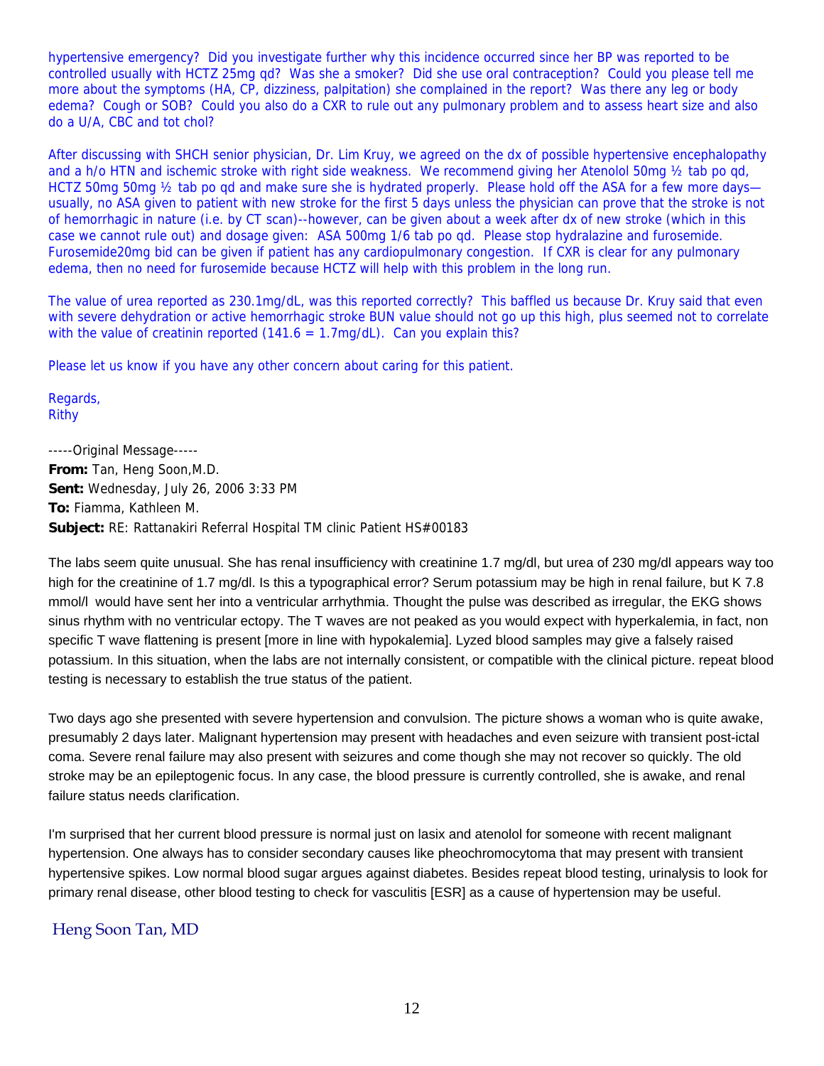hypertensive emergency? Did you investigate further why this incidence occurred since her BP was reported to be controlled usually with HCTZ 25mg qd? Was she a smoker? Did she use oral contraception? Could you please tell me more about the symptoms (HA, CP, dizziness, palpitation) she complained in the report? Was there any leg or body edema? Cough or SOB? Could you also do a CXR to rule out any pulmonary problem and to assess heart size and also do a U/A, CBC and tot chol?

After discussing with SHCH senior physician, Dr. Lim Kruy, we agreed on the dx of possible hypertensive encephalopathy and a h/o HTN and ischemic stroke with right side weakness. We recommend giving her Atenolol 50mg ½ tab po qd, HCTZ 50mg 50mg ½ tab po qd and make sure she is hydrated properly. Please hold off the ASA for a few more days—usually, no ASA given to patient with new stroke for the first 5 days unless the physician can prove that the stroke is not of hemorrhagic in nature (i.e. by CT scan)--however, can be given about a week after dx of new stroke (which in this case we cannot rule out) and dosage given: ASA 500mg 1/6 tab po qd. Please stop hydralazine and furosemide. Furosemide20mg bid can be given if patient has any cardiopulmonary congestion. If CXR is clear for any pulmonary edema, then no need for furosemide because HCTZ will help with this problem in the long run.

The value of urea reported as 230.1mg/dL, was this reported correctly? This baffled us because Dr. Kruy said that even with severe dehydration or active hemorrhagic stroke BUN value should not go up this high, plus seemed not to correlate with the value of creatinin reported (141.6 = 1.7mg/dL). Can you explain this?

Please let us know if you have any other concern about caring for this patient.

Regards,
Rithy

-----Original Message-----
**From:** Tan, Heng Soon,M.D.
**Sent:** Wednesday, July 26, 2006 3:33 PM
**To:** Fiamma, Kathleen M.
**Subject:** RE: Rattanakiri Referral Hospital TM clinic Patient HS#00183

The labs seem quite unusual. She has renal insufficiency with creatinine 1.7 mg/dl, but urea of 230 mg/dl appears way too high for the creatinine of 1.7 mg/dl. Is this a typographical error? Serum potassium may be high in renal failure, but K 7.8 mmol/l would have sent her into a ventricular arrhythmia. Thought the pulse was described as irregular, the EKG shows sinus rhythm with no ventricular ectopy. The T waves are not peaked as you would expect with hyperkalemia, in fact, non specific T wave flattening is present [more in line with hypokalemia]. Lyzed blood samples may give a falsely raised potassium. In this situation, when the labs are not internally consistent, or compatible with the clinical picture. repeat blood testing is necessary to establish the true status of the patient.

Two days ago she presented with severe hypertension and convulsion. The picture shows a woman who is quite awake, presumably 2 days later. Malignant hypertension may present with headaches and even seizure with transient post-ictal coma. Severe renal failure may also present with seizures and come though she may not recover so quickly. The old stroke may be an epileptogenic focus. In any case, the blood pressure is currently controlled, she is awake, and renal failure status needs clarification.

I'm surprised that her current blood pressure is normal just on lasix and atenolol for someone with recent malignant hypertension. One always has to consider secondary causes like pheochromocytoma that may present with transient hypertensive spikes. Low normal blood sugar argues against diabetes. Besides repeat blood testing, urinalysis to look for primary renal disease, other blood testing to check for vasculitis [ESR] as a cause of hypertension may be useful.

Heng Soon Tan, MD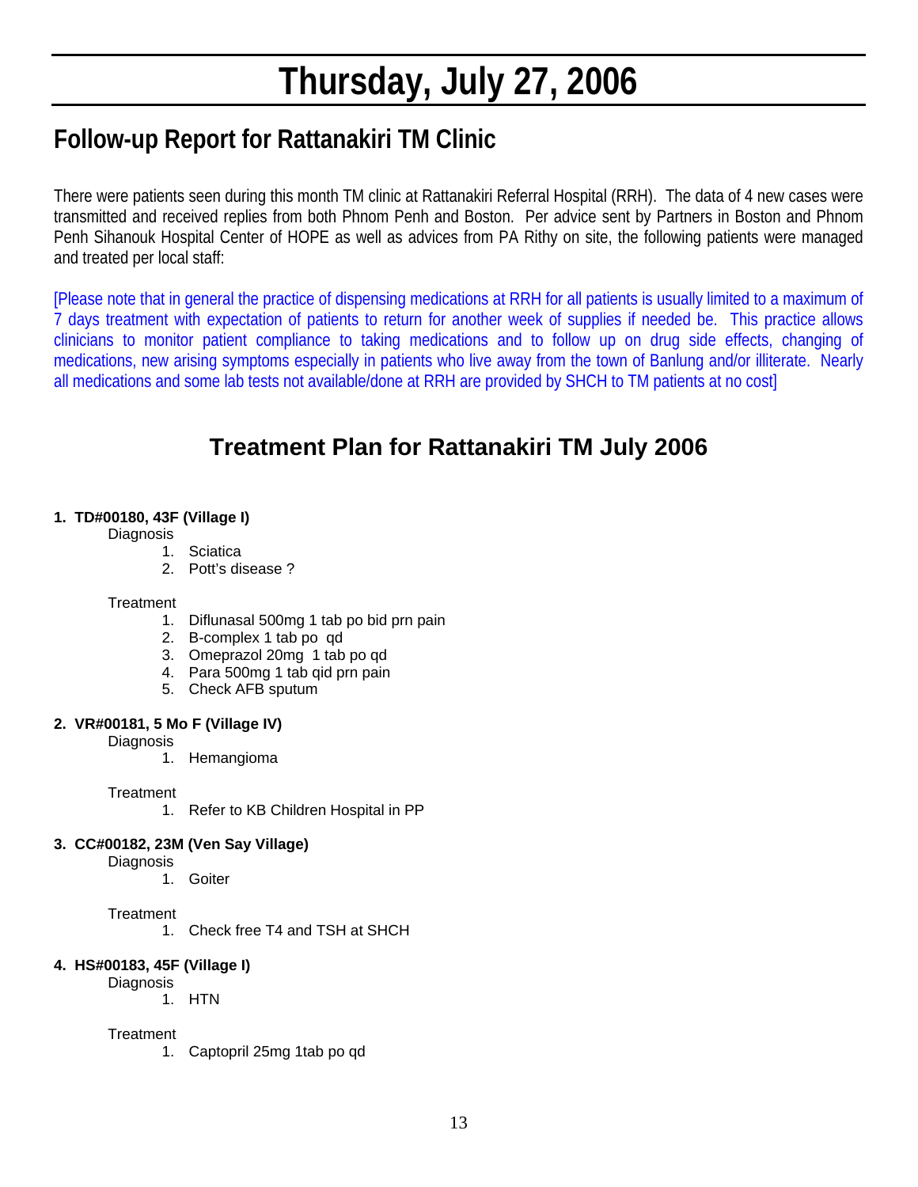# Thursday, July 27, 2006

## Follow-up Report for Rattanakiri TM Clinic

There were patients seen during this month TM clinic at Rattanakiri Referral Hospital (RRH). The data of 4 new cases were transmitted and received replies from both Phnom Penh and Boston. Per advice sent by Partners in Boston and Phnom Penh Sihanouk Hospital Center of HOPE as well as advices from PA Rithy on site, the following patients were managed and treated per local staff:

[Please note that in general the practice of dispensing medications at RRH for all patients is usually limited to a maximum of 7 days treatment with expectation of patients to return for another week of supplies if needed be. This practice allows clinicians to monitor patient compliance to taking medications and to follow up on drug side effects, changing of medications, new arising symptoms especially in patients who live away from the town of Banlung and/or illiterate. Nearly all medications and some lab tests not available/done at RRH are provided by SHCH to TM patients at no cost]

## Treatment Plan for Rattanakiri TM July 2006

**1. TD#00180, 43F (Village I)**

Diagnosis

1. Sciatica
2. Pott's disease ?

Treatment

1. Diflunasal 500mg 1 tab po bid prn pain
2. B-complex 1 tab po qd
3. Omeprazol 20mg 1 tab po qd
4. Para 500mg 1 tab qid prn pain
5. Check AFB sputum

**2. VR#00181, 5 Mo F (Village IV)**

Diagnosis

1. Hemangioma

Treatment

1. Refer to KB Children Hospital in PP

**3. CC#00182, 23M (Ven Say Village)**

Diagnosis

1. Goiter

Treatment

1. Check free T4 and TSH at SHCH

**4. HS#00183, 45F (Village I)**

Diagnosis

1. HTN

Treatment

1. Captopril 25mg 1tab po qd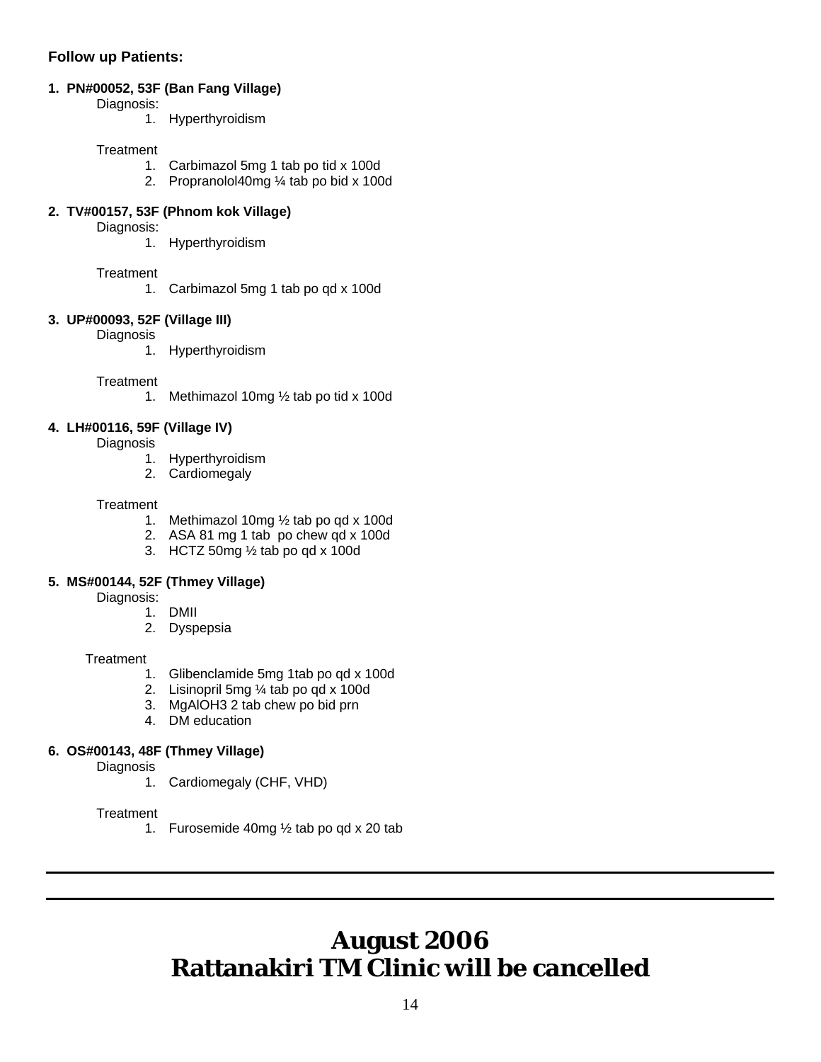**Follow up Patients:**

**1. PN#00052, 53F (Ban Fang Village)**

Diagnosis:

1. Hyperthyroidism

Treatment

1. Carbimazol 5mg 1 tab po tid x 100d
2. Propranolol40mg ¼ tab po bid x 100d

**2. TV#00157, 53F (Phnom kok Village)**

Diagnosis:

1. Hyperthyroidism

Treatment

1. Carbimazol 5mg 1 tab po qd x 100d

**3. UP#00093, 52F (Village III)**

Diagnosis

1. Hyperthyroidism

Treatment

1. Methimazol 10mg ½ tab po tid x 100d

**4. LH#00116, 59F (Village IV)**

Diagnosis

1. Hyperthyroidism
2. Cardiomegaly

Treatment

1. Methimazol 10mg ½ tab po qd x 100d
2. ASA 81 mg 1 tab po chew qd x 100d
3. HCTZ 50mg ½ tab po qd x 100d

**5. MS#00144, 52F (Thmey Village)**

Diagnosis:

1. DMII
2. Dyspepsia

Treatment

1. Glibenclamide 5mg 1tab po qd x 100d
2. Lisinopril 5mg ¼ tab po qd x 100d
3. MgAlOH3 2 tab chew po bid prn
4. DM education

**6. OS#00143, 48F (Thmey Village)**

Diagnosis

1. Cardiomegaly (CHF, VHD)

Treatment

1. Furosemide 40mg ½ tab po qd x 20 tab

---

# August 2006
# Rattanakiri TM Clinic will be cancelled